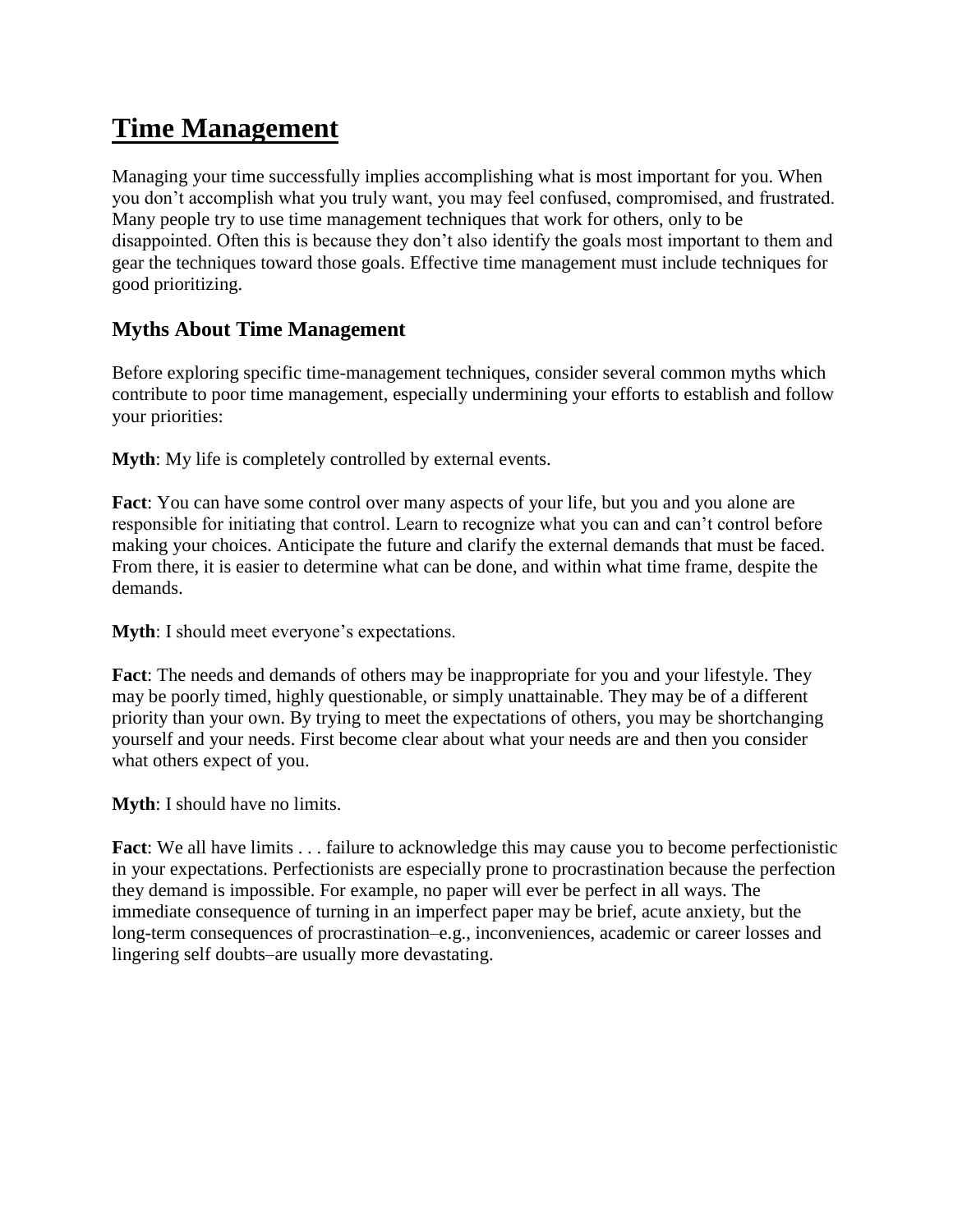# Time Management

Managing your time successfully implies accomplishing what is most important for you. When you don't accomplish what you truly want, you may feel confused, compromised, and frustrated. Many people try to use time management techniques that work for others, only to be disappointed. Often this is because they don't also identify the goals most important to them and gear the techniques toward those goals. Effective time management must include techniques for good prioritizing.

## Myths About Time Management

Before exploring specific time-management techniques, consider several common myths which contribute to poor time management, especially undermining your efforts to establish and follow your priorities:

**Myth**: My life is completely controlled by external events.

**Fact**: You can have some control over many aspects of your life, but you and you alone are responsible for initiating that control. Learn to recognize what you can and can't control before making your choices. Anticipate the future and clarify the external demands that must be faced. From there, it is easier to determine what can be done, and within what time frame, despite the demands.

**Myth**: I should meet everyone's expectations.

**Fact**: The needs and demands of others may be inappropriate for you and your lifestyle. They may be poorly timed, highly questionable, or simply unattainable. They may be of a different priority than your own. By trying to meet the expectations of others, you may be shortchanging yourself and your needs. First become clear about what your needs are and then you consider what others expect of you.

**Myth**: I should have no limits.

**Fact**: We all have limits . . . failure to acknowledge this may cause you to become perfectionistic in your expectations. Perfectionists are especially prone to procrastination because the perfection they demand is impossible. For example, no paper will ever be perfect in all ways. The immediate consequence of turning in an imperfect paper may be brief, acute anxiety, but the long-term consequences of procrastination–e.g., inconveniences, academic or career losses and lingering self doubts–are usually more devastating.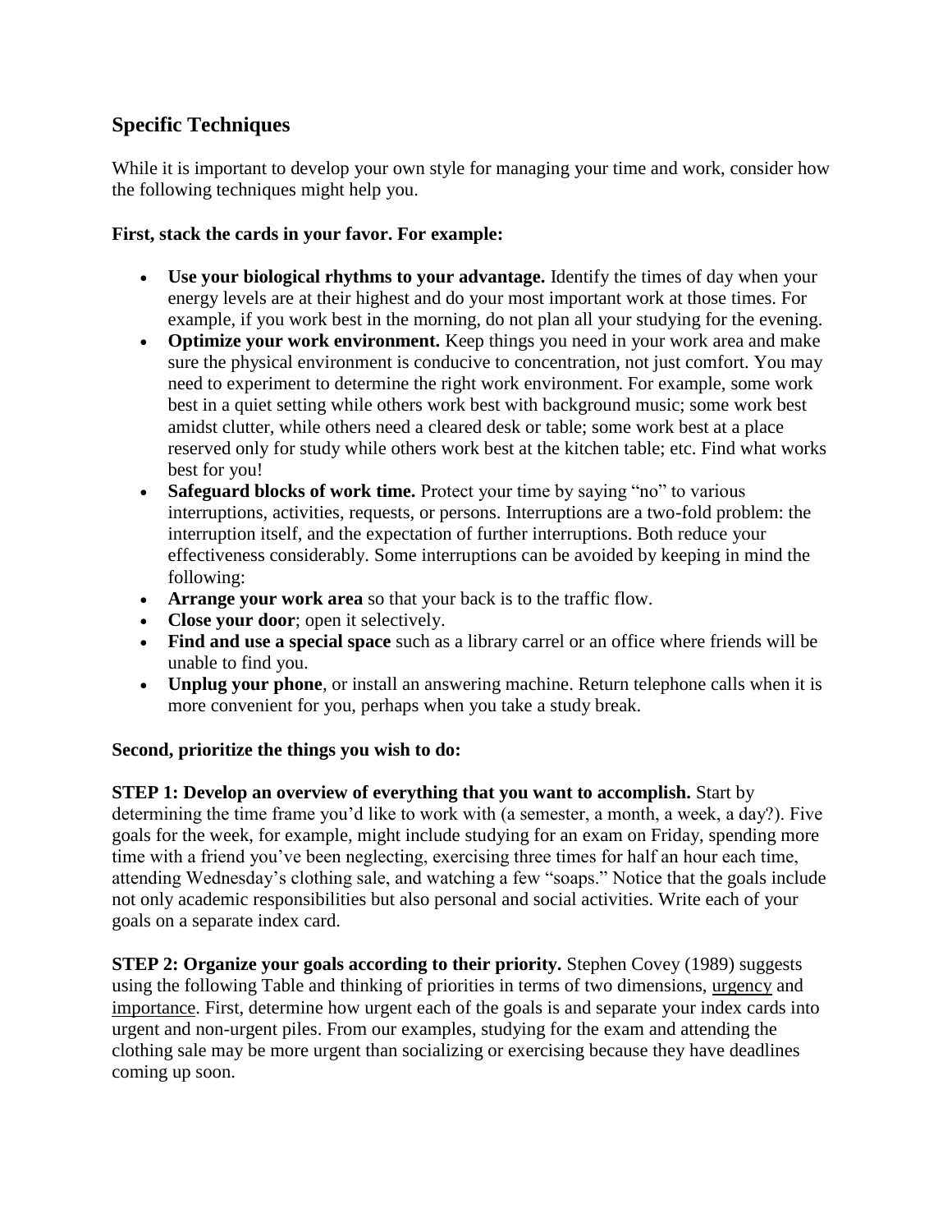## Specific Techniques

While it is important to develop your own style for managing your time and work, consider how the following techniques might help you.

**First, stack the cards in your favor. For example:**

- **Use your biological rhythms to your advantage.** Identify the times of day when your energy levels are at their highest and do your most important work at those times. For example, if you work best in the morning, do not plan all your studying for the evening.
- **Optimize your work environment.** Keep things you need in your work area and make sure the physical environment is conducive to concentration, not just comfort. You may need to experiment to determine the right work environment. For example, some work best in a quiet setting while others work best with background music; some work best amidst clutter, while others need a cleared desk or table; some work best at a place reserved only for study while others work best at the kitchen table; etc. Find what works best for you!
- **Safeguard blocks of work time.** Protect your time by saying "no" to various interruptions, activities, requests, or persons. Interruptions are a two-fold problem: the interruption itself, and the expectation of further interruptions. Both reduce your effectiveness considerably. Some interruptions can be avoided by keeping in mind the following:
- **Arrange your work area** so that your back is to the traffic flow.
- **Close your door**; open it selectively.
- **Find and use a special space** such as a library carrel or an office where friends will be unable to find you.
- **Unplug your phone**, or install an answering machine. Return telephone calls when it is more convenient for you, perhaps when you take a study break.

**Second, prioritize the things you wish to do:**

**STEP 1: Develop an overview of everything that you want to accomplish.** Start by determining the time frame you'd like to work with (a semester, a month, a week, a day?). Five goals for the week, for example, might include studying for an exam on Friday, spending more time with a friend you've been neglecting, exercising three times for half an hour each time, attending Wednesday's clothing sale, and watching a few "soaps." Notice that the goals include not only academic responsibilities but also personal and social activities. Write each of your goals on a separate index card.

**STEP 2: Organize your goals according to their priority.** Stephen Covey (1989) suggests using the following Table and thinking of priorities in terms of two dimensions, urgency and importance. First, determine how urgent each of the goals is and separate your index cards into urgent and non-urgent piles. From our examples, studying for the exam and attending the clothing sale may be more urgent than socializing or exercising because they have deadlines coming up soon.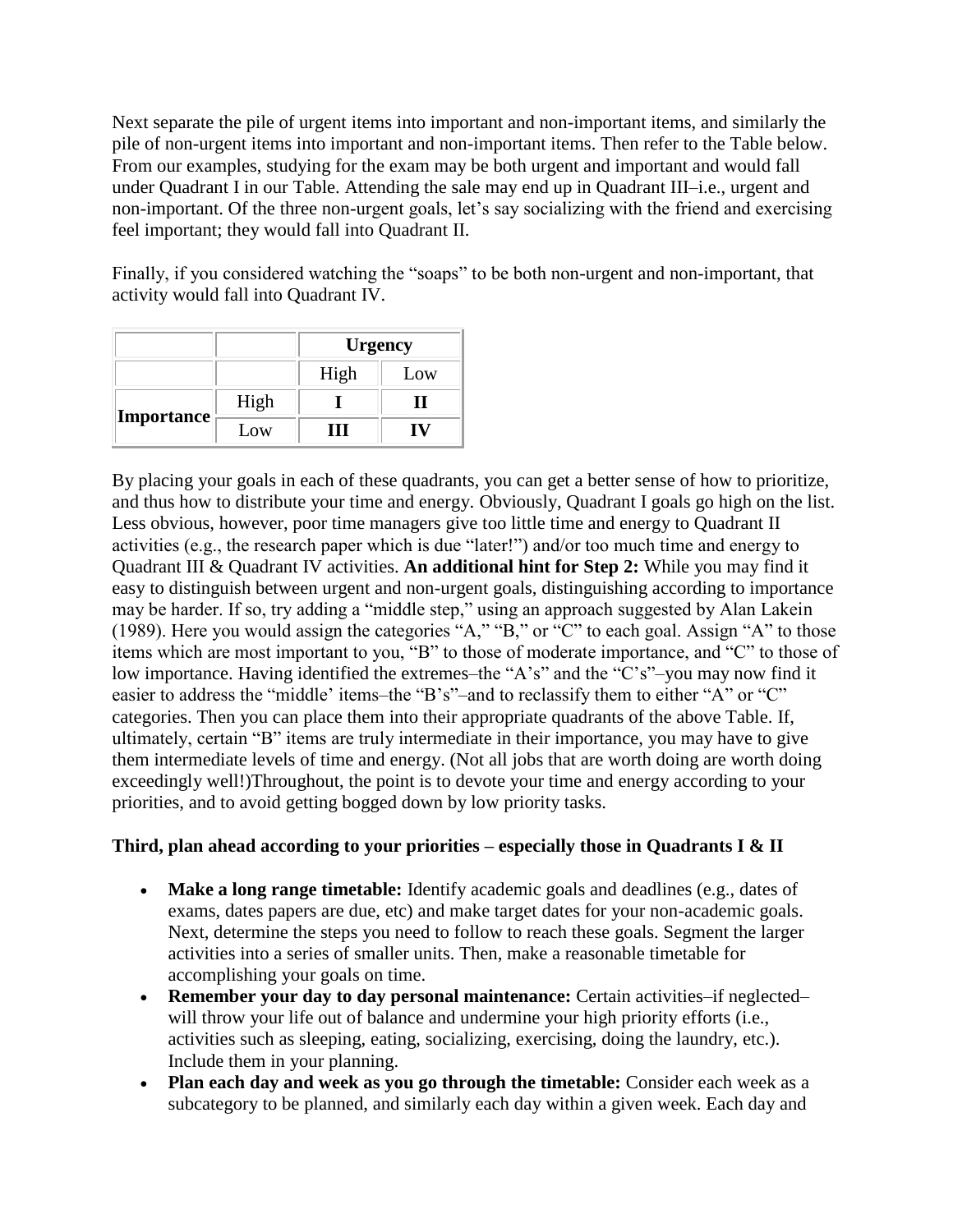Next separate the pile of urgent items into important and non-important items, and similarly the pile of non-urgent items into important and non-important items. Then refer to the Table below. From our examples, studying for the exam may be both urgent and important and would fall under Quadrant I in our Table. Attending the sale may end up in Quadrant III–i.e., urgent and non-important. Of the three non-urgent goals, let's say socializing with the friend and exercising feel important; they would fall into Quadrant II.

Finally, if you considered watching the "soaps" to be both non-urgent and non-important, that activity would fall into Quadrant IV.

| | | **Urgency** | |
|---|---|---|---|
| | | High | Low |
| **Importance** | High | **I** | **II** |
| | Low | **III** | **IV** |

By placing your goals in each of these quadrants, you can get a better sense of how to prioritize, and thus how to distribute your time and energy. Obviously, Quadrant I goals go high on the list. Less obvious, however, poor time managers give too little time and energy to Quadrant II activities (e.g., the research paper which is due "later!") and/or too much time and energy to Quadrant III & Quadrant IV activities. **An additional hint for Step 2:** While you may find it easy to distinguish between urgent and non-urgent goals, distinguishing according to importance may be harder. If so, try adding a "middle step," using an approach suggested by Alan Lakein (1989). Here you would assign the categories "A," "B," or "C" to each goal. Assign "A" to those items which are most important to you, "B" to those of moderate importance, and "C" to those of low importance. Having identified the extremes–the "A's" and the "C's"–you may now find it easier to address the "middle' items–the "B's"–and to reclassify them to either "A" or "C" categories. Then you can place them into their appropriate quadrants of the above Table. If, ultimately, certain "B" items are truly intermediate in their importance, you may have to give them intermediate levels of time and energy. (Not all jobs that are worth doing are worth doing exceedingly well!)Throughout, the point is to devote your time and energy according to your priorities, and to avoid getting bogged down by low priority tasks.

**Third, plan ahead according to your priorities – especially those in Quadrants I & II**

- **Make a long range timetable:** Identify academic goals and deadlines (e.g., dates of exams, dates papers are due, etc) and make target dates for your non-academic goals. Next, determine the steps you need to follow to reach these goals. Segment the larger activities into a series of smaller units. Then, make a reasonable timetable for accomplishing your goals on time.
- **Remember your day to day personal maintenance:** Certain activities–if neglected–will throw your life out of balance and undermine your high priority efforts (i.e., activities such as sleeping, eating, socializing, exercising, doing the laundry, etc.). Include them in your planning.
- **Plan each day and week as you go through the timetable:** Consider each week as a subcategory to be planned, and similarly each day within a given week. Each day and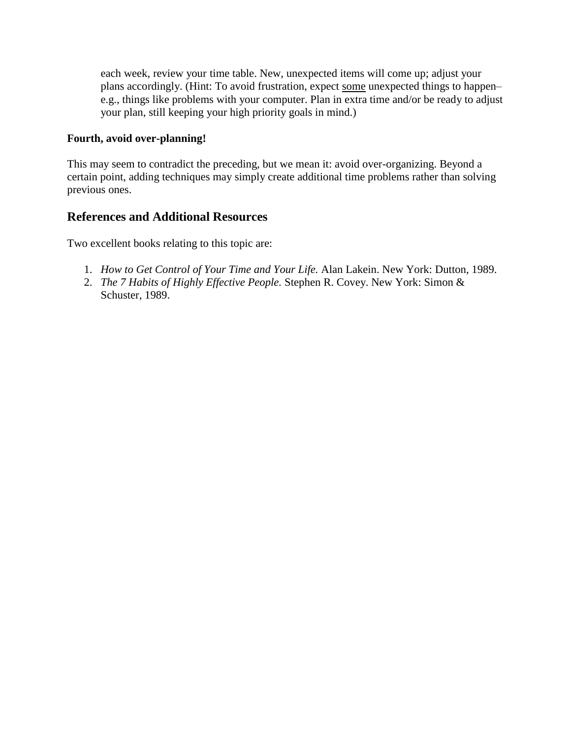each week, review your time table. New, unexpected items will come up; adjust your plans accordingly. (Hint: To avoid frustration, expect <u>some</u> unexpected things to happen–e.g., things like problems with your computer. Plan in extra time and/or be ready to adjust your plan, still keeping your high priority goals in mind.)

**Fourth, avoid over-planning!**

This may seem to contradict the preceding, but we mean it: avoid over-organizing. Beyond a certain point, adding techniques may simply create additional time problems rather than solving previous ones.

## References and Additional Resources

Two excellent books relating to this topic are:

1. *How to Get Control of Your Time and Your Life.* Alan Lakein. New York: Dutton, 1989.
2. *The 7 Habits of Highly Effective People.* Stephen R. Covey. New York: Simon & Schuster, 1989.